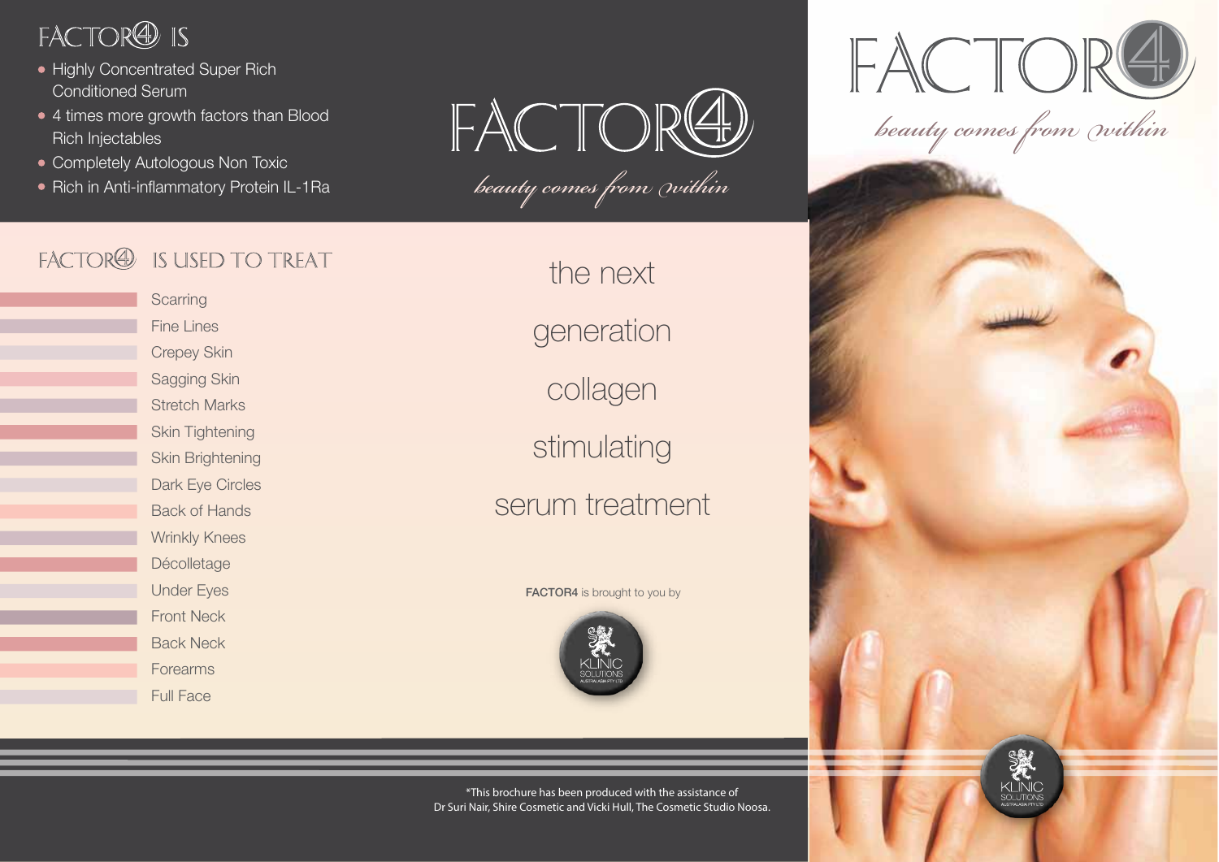## FACTOR4 IS

- Highly Concentrated Super Rich Conditioned Serum
- 4 times more growth factors than Blood Rich Injectables
- Completely Autologous Non Toxic
- Rich in Anti-inflammatory Protein IL-1Ra

# FACTOR4

*beauty comes from within*

## FACTOR4 IS USED TO TREAT

- Scarring
- Fine Lines
- Crepey Skin
- Sagging Skin
- Stretch Marks
- Skin Tightening
- Skin Brightening
- Dark Eye Circles
- Back of Hands
- Wrinkly Knees
- Décolletage
- Under Eyes
- Front Neck
- Back Neck
- Forearms
- Full Face

the next

generation

collagen

stimulating

serum treatment

**FACTOR4** is brought to you by

KLINIC SOLUTIONS AUSTRALASIA PTY LTD

*This brochure has been produced with the assistance of Dr Suri Nair, Shire Cosmetic and Vicki Hull, The Cosmetic Studio Noosa.

# FACTOR4

*beauty comes from within*

KLINIC SOLUTIONS AUSTRALASIA PTY LTD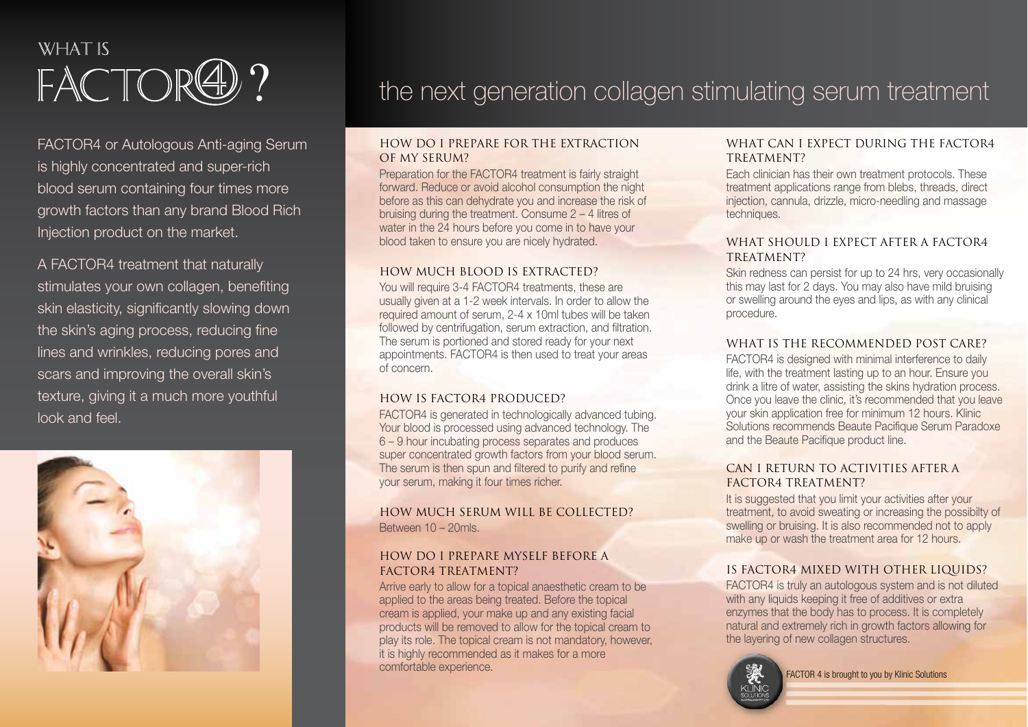# WHAT IS FACTOR4 ?

FACTOR4 or Autologous Anti-aging Serum is highly concentrated and super-rich blood serum containing four times more growth factors than any brand Blood Rich Injection product on the market.

A FACTOR4 treatment that naturally stimulates your own collagen, benefiting skin elasticity, significantly slowing down the skin's aging process, reducing fine lines and wrinkles, reducing pores and scars and improving the overall skin's texture, giving it a much more youthful look and feel.

# the next generation collagen stimulating serum treatment

## HOW DO I PREPARE FOR THE EXTRACTION OF MY SERUM?

Preparation for the FACTOR4 treatment is fairly straight forward. Reduce or avoid alcohol consumption the night before as this can dehydrate you and increase the risk of bruising during the treatment. Consume 2 – 4 litres of water in the 24 hours before you come in to have your blood taken to ensure you are nicely hydrated.

## HOW MUCH BLOOD IS EXTRACTED?

You will require 3-4 FACTOR4 treatments, these are usually given at a 1-2 week intervals. In order to allow the required amount of serum, 2-4 x 10ml tubes will be taken followed by centrifugation, serum extraction, and filtration. The serum is portioned and stored ready for your next appointments. FACTOR4 is then used to treat your areas of concern.

## HOW IS FACTOR4 PRODUCED?

FACTOR4 is generated in technologically advanced tubing. Your blood is processed using advanced technology. The 6 – 9 hour incubating process separates and produces super concentrated growth factors from your blood serum. The serum is then spun and filtered to purify and refine your serum, making it four times richer.

## HOW MUCH SERUM WILL BE COLLECTED?

Between 10 – 20mls.

## HOW DO I PREPARE MYSELF BEFORE A FACTOR4 TREATMENT?

Arrive early to allow for a topical anaesthetic cream to be applied to the areas being treated. Before the topical cream is applied, your make up and any existing facial products will be removed to allow for the topical cream to play its role. The topical cream is not mandatory, however, it is highly recommended as it makes for a more comfortable experience.

## WHAT CAN I EXPECT DURING THE FACTOR4 TREATMENT?

Each clinician has their own treatment protocols. These treatment applications range from blebs, threads, direct injection, cannula, drizzle, micro-needling and massage techniques.

## WHAT SHOULD I EXPECT AFTER A FACTOR4 TREATMENT?

Skin redness can persist for up to 24 hrs, very occasionally this may last for 2 days. You may also have mild bruising or swelling around the eyes and lips, as with any clinical procedure.

## WHAT IS THE RECOMMENDED POST CARE?

FACTOR4 is designed with minimal interference to daily life, with the treatment lasting up to an hour. Ensure you drink a litre of water, assisting the skins hydration process. Once you leave the clinic, it's recommended that you leave your skin application free for minimum 12 hours. Klinic Solutions recommends Beaute Pacifique Serum Paradoxe and the Beaute Pacifique product line.

## CAN I RETURN TO ACTIVITIES AFTER A FACTOR4 TREATMENT?

It is suggested that you limit your activities after your treatment, to avoid sweating or increasing the possibilty of swelling or bruising. It is also recommended not to apply make up or wash the treatment area for 12 hours.

## IS FACTOR4 MIXED WITH OTHER LIQUIDS?

FACTOR4 is truly an autologous system and is not diluted with any liquids keeping it free of additives or extra enzymes that the body has to process. It is completely natural and extremely rich in growth factors allowing for the layering of new collagen structures.

FACTOR 4 is brought to you by Klinic Solutions